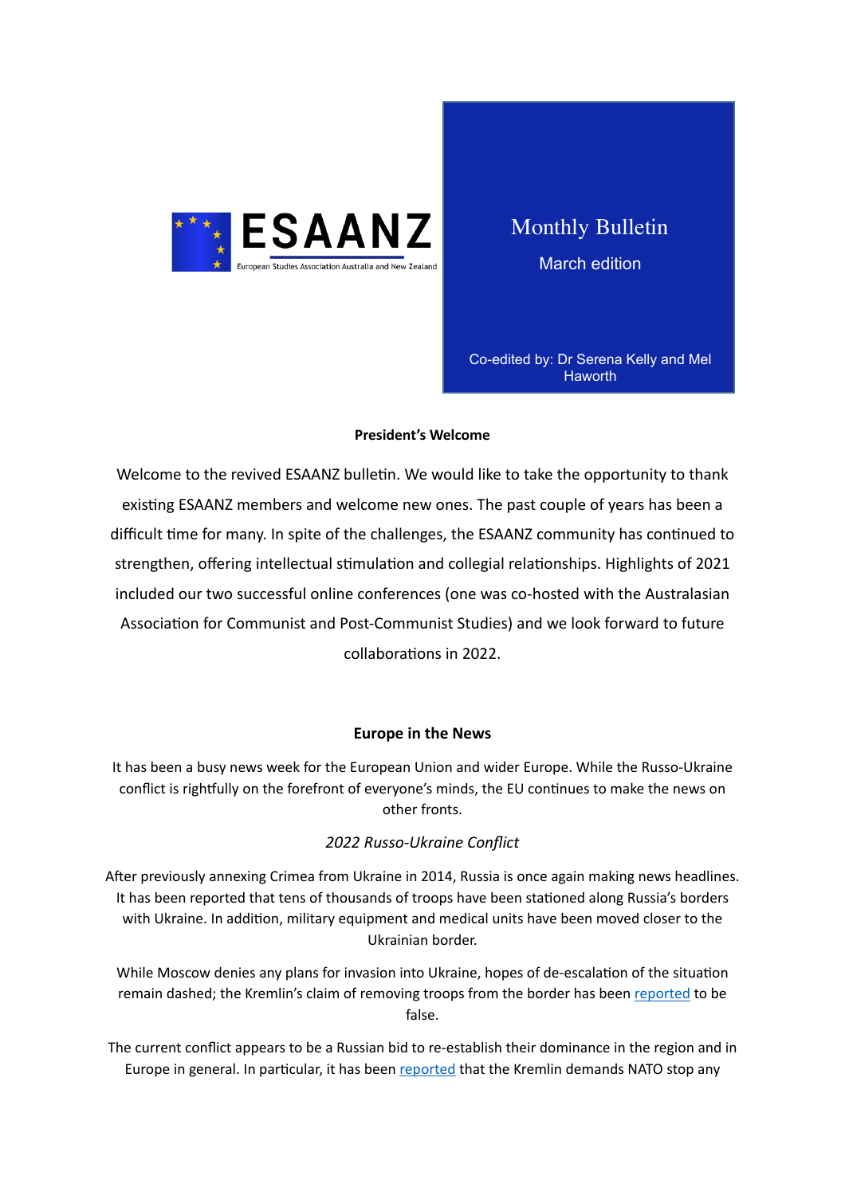ESAANZ

European Studies Association Australia and New Zealand

# Monthly Bulletin

March edition

Co-edited by: Dr Serena Kelly and Mel Haworth

## President's Welcome

Welcome to the revived ESAANZ bulletin. We would like to take the opportunity to thank existing ESAANZ members and welcome new ones. The past couple of years has been a difficult time for many. In spite of the challenges, the ESAANZ community has continued to strengthen, offering intellectual stimulation and collegial relationships. Highlights of 2021 included our two successful online conferences (one was co-hosted with the Australasian Association for Communist and Post-Communist Studies) and we look forward to future collaborations in 2022.

## Europe in the News

It has been a busy news week for the European Union and wider Europe. While the Russo-Ukraine conflict is rightfully on the forefront of everyone's minds, the EU continues to make the news on other fronts.

### *2022 Russo-Ukraine Conflict*

After previously annexing Crimea from Ukraine in 2014, Russia is once again making news headlines. It has been reported that tens of thousands of troops have been stationed along Russia's borders with Ukraine. In addition, military equipment and medical units have been moved closer to the Ukrainian border.

While Moscow denies any plans for invasion into Ukraine, hopes of de-escalation of the situation remain dashed; the Kremlin's claim of removing troops from the border has been reported to be false.

The current conflict appears to be a Russian bid to re-establish their dominance in the region and in Europe in general. In particular, it has been reported that the Kremlin demands NATO stop any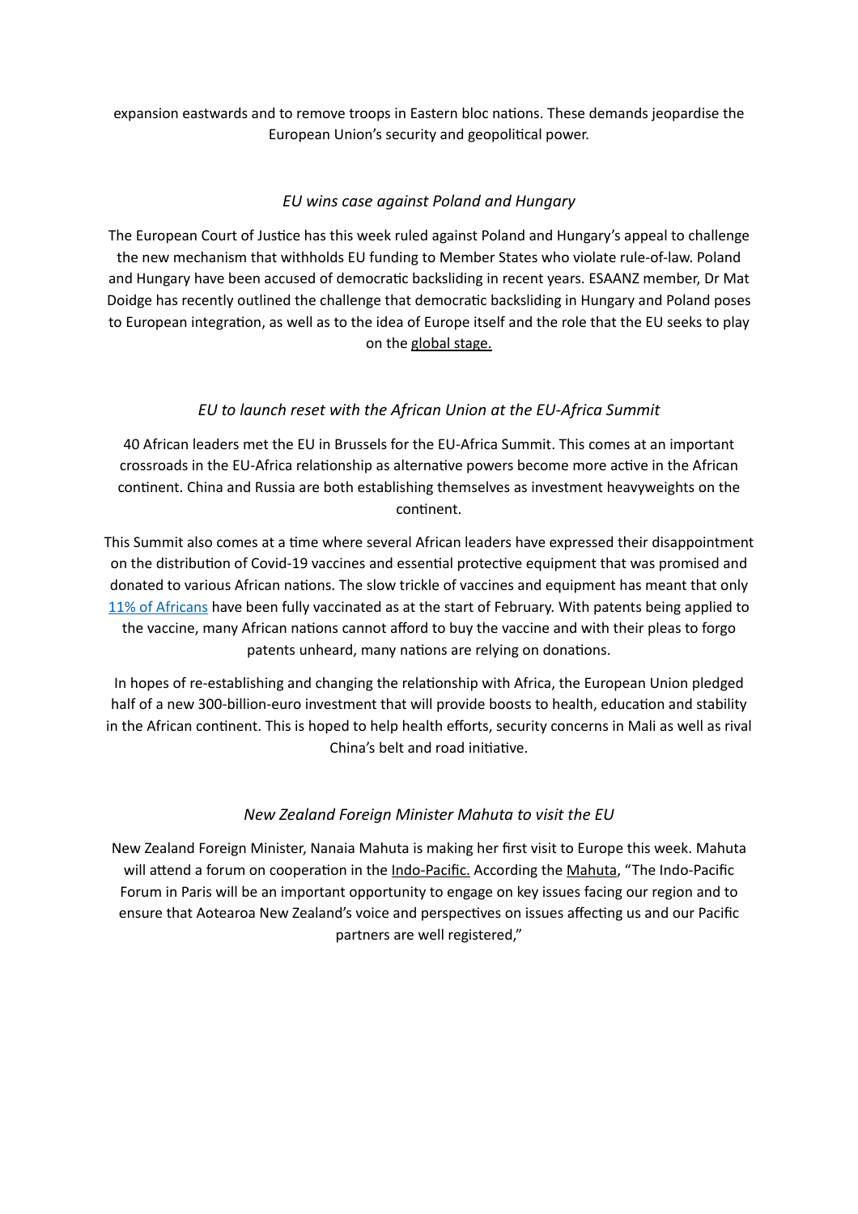expansion eastwards and to remove troops in Eastern bloc nations. These demands jeopardise the European Union's security and geopolitical power.

### *EU wins case against Poland and Hungary*

The European Court of Justice has this week ruled against Poland and Hungary's appeal to challenge the new mechanism that withholds EU funding to Member States who violate rule-of-law. Poland and Hungary have been accused of democratic backsliding in recent years. ESAANZ member, Dr Mat Doidge has recently outlined the challenge that democratic backsliding in Hungary and Poland poses to European integration, as well as to the idea of Europe itself and the role that the EU seeks to play on the global stage.

### *EU to launch reset with the African Union at the EU-Africa Summit*

40 African leaders met the EU in Brussels for the EU-Africa Summit. This comes at an important crossroads in the EU-Africa relationship as alternative powers become more active in the African continent. China and Russia are both establishing themselves as investment heavyweights on the continent.

This Summit also comes at a time where several African leaders have expressed their disappointment on the distribution of Covid-19 vaccines and essential protective equipment that was promised and donated to various African nations. The slow trickle of vaccines and equipment has meant that only 11% of Africans have been fully vaccinated as at the start of February. With patents being applied to the vaccine, many African nations cannot afford to buy the vaccine and with their pleas to forgo patents unheard, many nations are relying on donations.

In hopes of re-establishing and changing the relationship with Africa, the European Union pledged half of a new 300-billion-euro investment that will provide boosts to health, education and stability in the African continent. This is hoped to help health efforts, security concerns in Mali as well as rival China's belt and road initiative.

### *New Zealand Foreign Minister Mahuta to visit the EU*

New Zealand Foreign Minister, Nanaia Mahuta is making her first visit to Europe this week. Mahuta will attend a forum on cooperation in the Indo-Pacific. According the Mahuta, "The Indo-Pacific Forum in Paris will be an important opportunity to engage on key issues facing our region and to ensure that Aotearoa New Zealand's voice and perspectives on issues affecting us and our Pacific partners are well registered,"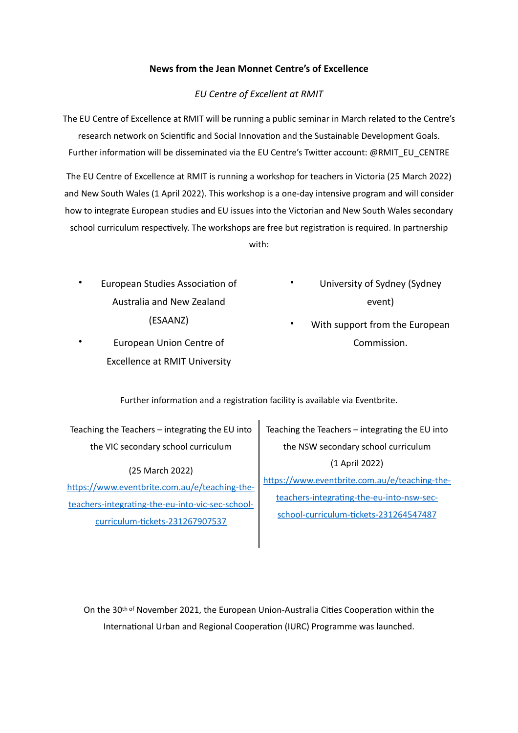**News from the Jean Monnet Centre's of Excellence**

*EU Centre of Excellent at RMIT*

The EU Centre of Excellence at RMIT will be running a public seminar in March related to the Centre's research network on Scientific and Social Innovation and the Sustainable Development Goals. Further information will be disseminated via the EU Centre's Twitter account: @RMIT_EU_CENTRE

The EU Centre of Excellence at RMIT is running a workshop for teachers in Victoria (25 March 2022) and New South Wales (1 April 2022). This workshop is a one-day intensive program and will consider how to integrate European studies and EU issues into the Victorian and New South Wales secondary school curriculum respectively. The workshops are free but registration is required. In partnership with:

- European Studies Association of Australia and New Zealand (ESAANZ)
- European Union Centre of Excellence at RMIT University
- University of Sydney (Sydney event)
- With support from the European Commission.

Further information and a registration facility is available via Eventbrite.

Teaching the Teachers – integrating the EU into the VIC secondary school curriculum

(25 March 2022)

https://www.eventbrite.com.au/e/teaching-the-teachers-integrating-the-eu-into-vic-sec-school-curriculum-tickets-231267907537

Teaching the Teachers – integrating the EU into the NSW secondary school curriculum

(1 April 2022)

https://www.eventbrite.com.au/e/teaching-the-teachers-integrating-the-eu-into-nsw-sec-school-curriculum-tickets-231264547487

On the 30th of November 2021, the European Union-Australia Cities Cooperation within the International Urban and Regional Cooperation (IURC) Programme was launched.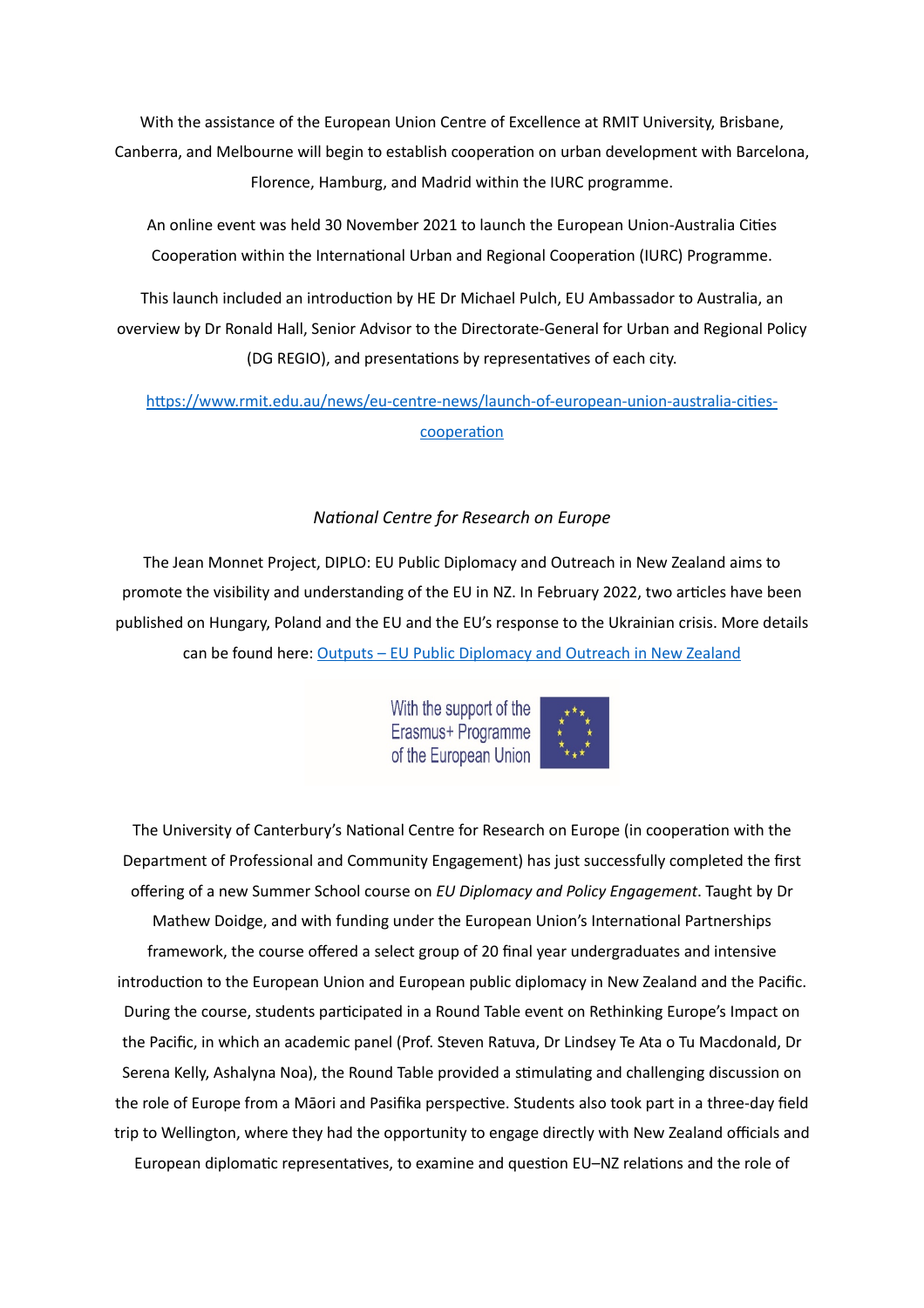With the assistance of the European Union Centre of Excellence at RMIT University, Brisbane, Canberra, and Melbourne will begin to establish cooperation on urban development with Barcelona, Florence, Hamburg, and Madrid within the IURC programme.

An online event was held 30 November 2021 to launch the European Union-Australia Cities Cooperation within the International Urban and Regional Cooperation (IURC) Programme.

This launch included an introduction by HE Dr Michael Pulch, EU Ambassador to Australia, an overview by Dr Ronald Hall, Senior Advisor to the Directorate-General for Urban and Regional Policy (DG REGIO), and presentations by representatives of each city.

[https://www.rmit.edu.au/news/eu-centre-news/launch-of-european-union-australia-cities-cooperation](https://www.rmit.edu.au/news/eu-centre-news/launch-of-european-union-australia-cities-cooperation)

*National Centre for Research on Europe*

The Jean Monnet Project, DIPLO: EU Public Diplomacy and Outreach in New Zealand aims to promote the visibility and understanding of the EU in NZ. In February 2022, two articles have been published on Hungary, Poland and the EU and the EU's response to the Ukrainian crisis. More details can be found here: Outputs – EU Public Diplomacy and Outreach in New Zealand

With the support of the Erasmus+ Programme of the European Union

The University of Canterbury's National Centre for Research on Europe (in cooperation with the Department of Professional and Community Engagement) has just successfully completed the first offering of a new Summer School course on *EU Diplomacy and Policy Engagement*. Taught by Dr Mathew Doidge, and with funding under the European Union's International Partnerships framework, the course offered a select group of 20 final year undergraduates and intensive introduction to the European Union and European public diplomacy in New Zealand and the Pacific. During the course, students participated in a Round Table event on Rethinking Europe's Impact on the Pacific, in which an academic panel (Prof. Steven Ratuva, Dr Lindsey Te Ata o Tu Macdonald, Dr Serena Kelly, Ashalyna Noa), the Round Table provided a stimulating and challenging discussion on the role of Europe from a Māori and Pasifika perspective. Students also took part in a three-day field trip to Wellington, where they had the opportunity to engage directly with New Zealand officials and European diplomatic representatives, to examine and question EU–NZ relations and the role of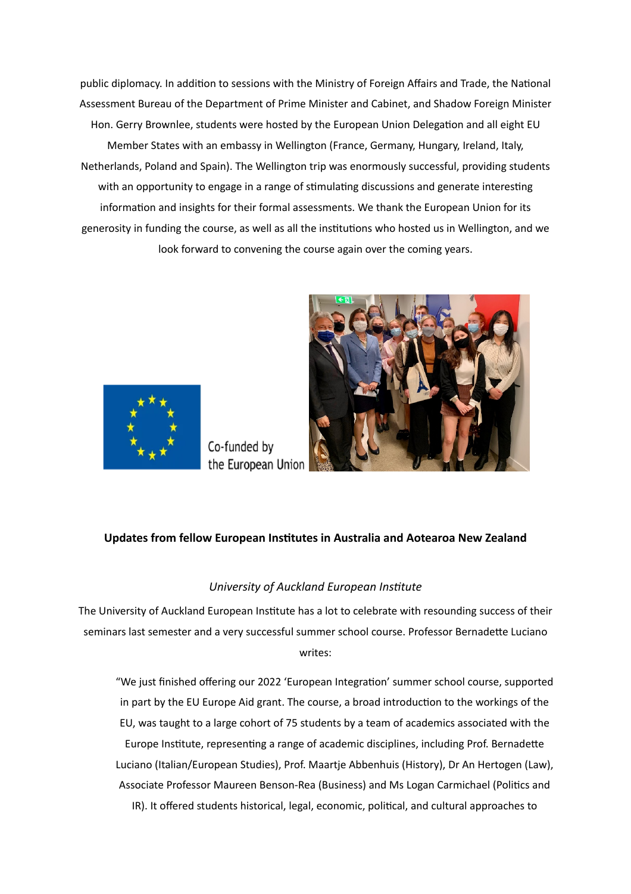public diplomacy. In addition to sessions with the Ministry of Foreign Affairs and Trade, the National Assessment Bureau of the Department of Prime Minister and Cabinet, and Shadow Foreign Minister Hon. Gerry Brownlee, students were hosted by the European Union Delegation and all eight EU Member States with an embassy in Wellington (France, Germany, Hungary, Ireland, Italy, Netherlands, Poland and Spain). The Wellington trip was enormously successful, providing students with an opportunity to engage in a range of stimulating discussions and generate interesting information and insights for their formal assessments. We thank the European Union for its generosity in funding the course, as well as all the institutions who hosted us in Wellington, and we look forward to convening the course again over the coming years.

Co-funded by the European Union

## Updates from fellow European Institutes in Australia and Aotearoa New Zealand

*University of Auckland European Institute*

The University of Auckland European Institute has a lot to celebrate with resounding success of their seminars last semester and a very successful summer school course. Professor Bernadette Luciano writes:

> "We just finished offering our 2022 'European Integration' summer school course, supported in part by the EU Europe Aid grant. The course, a broad introduction to the workings of the EU, was taught to a large cohort of 75 students by a team of academics associated with the Europe Institute, representing a range of academic disciplines, including Prof. Bernadette Luciano (Italian/European Studies), Prof. Maartje Abbenhuis (History), Dr An Hertogen (Law), Associate Professor Maureen Benson-Rea (Business) and Ms Logan Carmichael (Politics and IR). It offered students historical, legal, economic, political, and cultural approaches to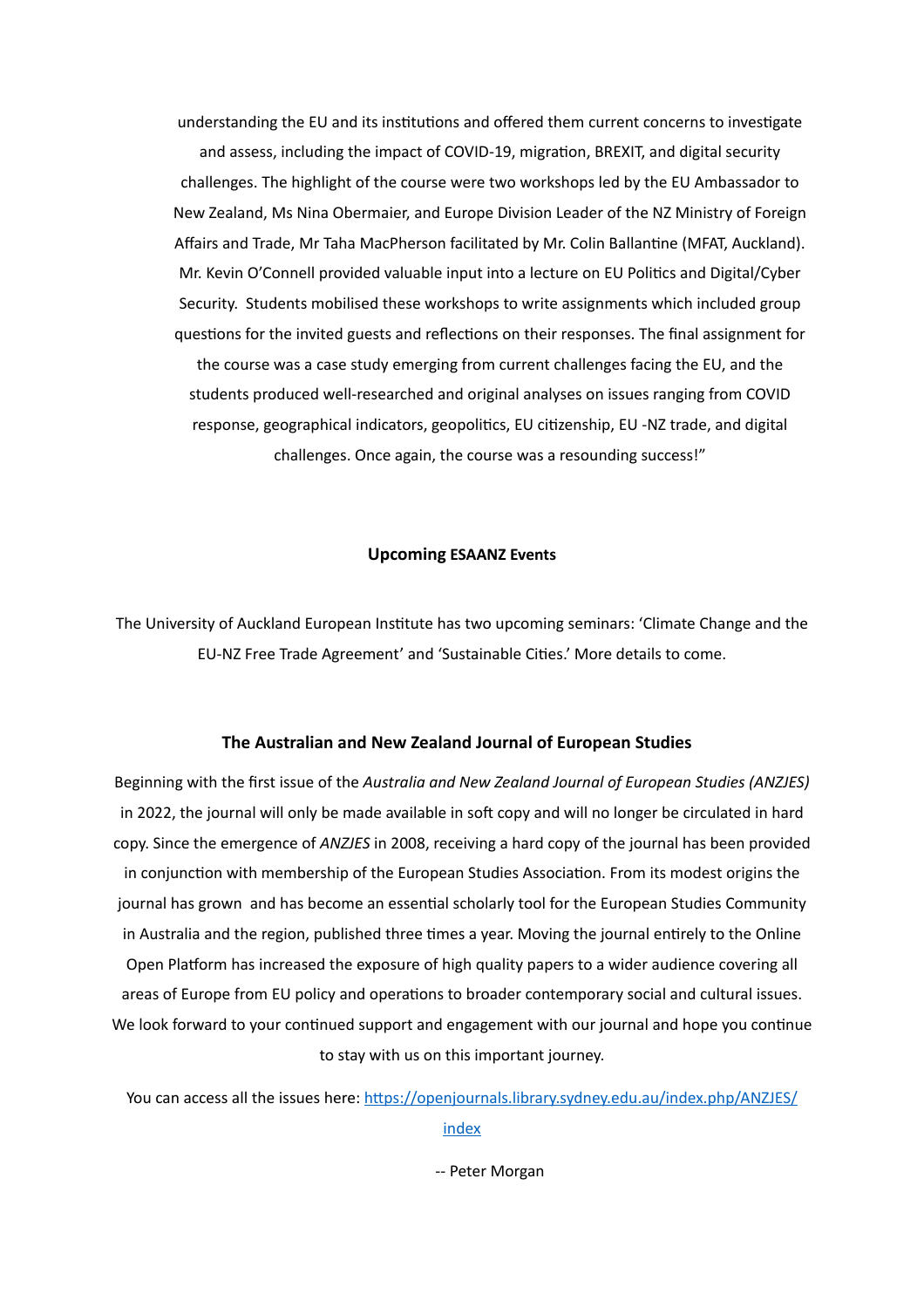understanding the EU and its institutions and offered them current concerns to investigate and assess, including the impact of COVID-19, migration, BREXIT, and digital security challenges. The highlight of the course were two workshops led by the EU Ambassador to New Zealand, Ms Nina Obermaier, and Europe Division Leader of the NZ Ministry of Foreign Affairs and Trade, Mr Taha MacPherson facilitated by Mr. Colin Ballantine (MFAT, Auckland). Mr. Kevin O'Connell provided valuable input into a lecture on EU Politics and Digital/Cyber Security. Students mobilised these workshops to write assignments which included group questions for the invited guests and reflections on their responses. The final assignment for the course was a case study emerging from current challenges facing the EU, and the students produced well-researched and original analyses on issues ranging from COVID response, geographical indicators, geopolitics, EU citizenship, EU -NZ trade, and digital challenges. Once again, the course was a resounding success!"

## Upcoming ESAANZ Events

The University of Auckland European Institute has two upcoming seminars: 'Climate Change and the EU-NZ Free Trade Agreement' and 'Sustainable Cities.' More details to come.

## The Australian and New Zealand Journal of European Studies

Beginning with the first issue of the *Australia and New Zealand Journal of European Studies (ANZJES)* in 2022, the journal will only be made available in soft copy and will no longer be circulated in hard copy. Since the emergence of *ANZJES* in 2008, receiving a hard copy of the journal has been provided in conjunction with membership of the European Studies Association. From its modest origins the journal has grown and has become an essential scholarly tool for the European Studies Community in Australia and the region, published three times a year. Moving the journal entirely to the Online Open Platform has increased the exposure of high quality papers to a wider audience covering all areas of Europe from EU policy and operations to broader contemporary social and cultural issues. We look forward to your continued support and engagement with our journal and hope you continue to stay with us on this important journey.

You can access all the issues here: [https://openjournals.library.sydney.edu.au/index.php/ANZJES/index](https://openjournals.library.sydney.edu.au/index.php/ANZJES/index)

-- Peter Morgan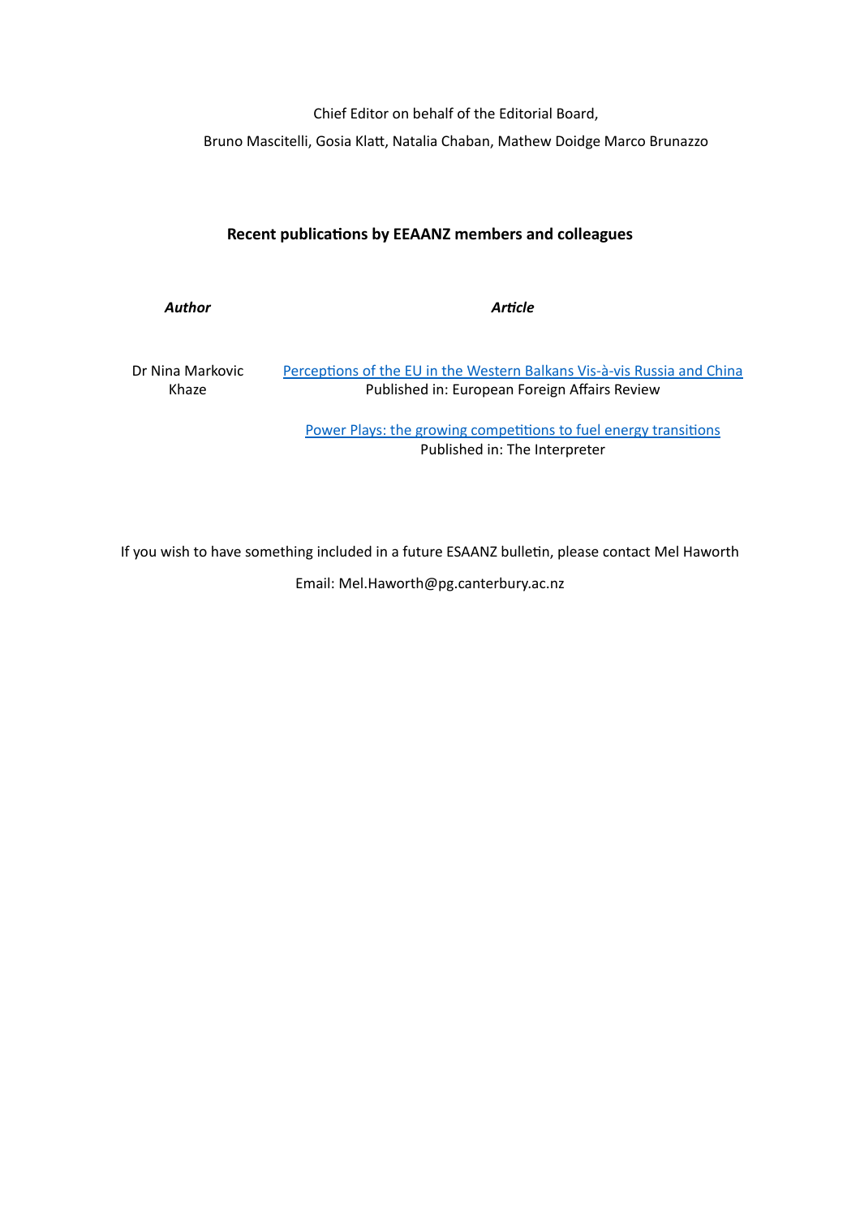Chief Editor on behalf of the Editorial Board,

Bruno Mascitelli, Gosia Klatt, Natalia Chaban, Mathew Doidge Marco Brunazzo

## Recent publications by EEAANZ members and colleagues

| ***Author*** | ***Article*** |
| --- | --- |
| Dr Nina Markovic Khaze | Perceptions of the EU in the Western Balkans Vis-à-vis Russia and China<br>Published in: European Foreign Affairs Review |
| | Power Plays: the growing competitions to fuel energy transitions<br>Published in: The Interpreter |

If you wish to have something included in a future ESAANZ bulletin, please contact Mel Haworth

Email: Mel.Haworth@pg.canterbury.ac.nz